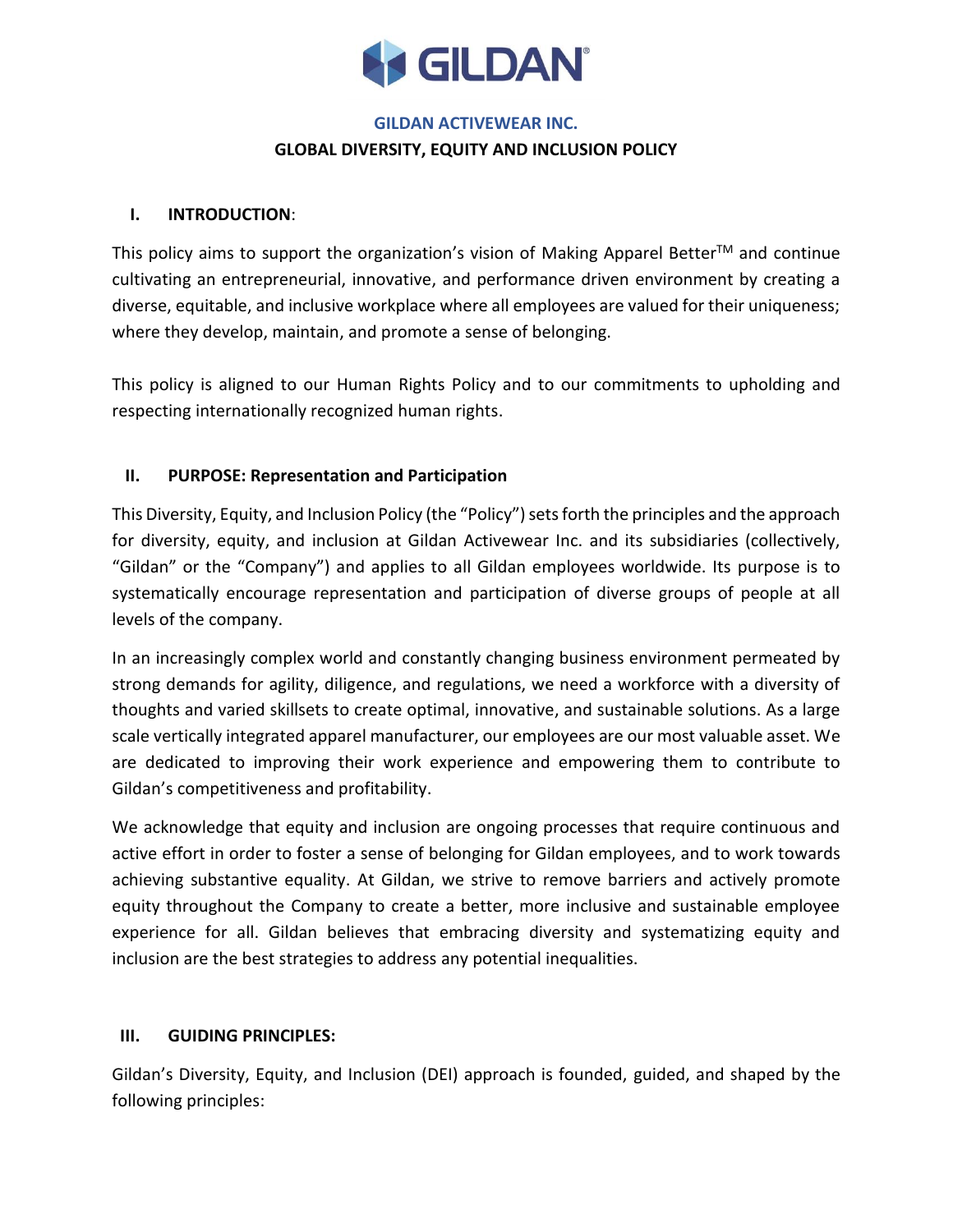# GILDAN ACTIVEWEAR INC.

## GLOBAL DIVERSITY, EQUITY AND INCLUSION POLICY

### I. INTRODUCTION:

This policy aims to support the organization's vision of Making Apparel Better™ and continue cultivating an entrepreneurial, innovative, and performance driven environment by creating a diverse, equitable, and inclusive workplace where all employees are valued for their uniqueness; where they develop, maintain, and promote a sense of belonging.

This policy is aligned to our Human Rights Policy and to our commitments to upholding and respecting internationally recognized human rights.

### II. PURPOSE: Representation and Participation

This Diversity, Equity, and Inclusion Policy (the "Policy") sets forth the principles and the approach for diversity, equity, and inclusion at Gildan Activewear Inc. and its subsidiaries (collectively, "Gildan" or the "Company") and applies to all Gildan employees worldwide. Its purpose is to systematically encourage representation and participation of diverse groups of people at all levels of the company.

In an increasingly complex world and constantly changing business environment permeated by strong demands for agility, diligence, and regulations, we need a workforce with a diversity of thoughts and varied skillsets to create optimal, innovative, and sustainable solutions. As a large scale vertically integrated apparel manufacturer, our employees are our most valuable asset. We are dedicated to improving their work experience and empowering them to contribute to Gildan's competitiveness and profitability.

We acknowledge that equity and inclusion are ongoing processes that require continuous and active effort in order to foster a sense of belonging for Gildan employees, and to work towards achieving substantive equality. At Gildan, we strive to remove barriers and actively promote equity throughout the Company to create a better, more inclusive and sustainable employee experience for all. Gildan believes that embracing diversity and systematizing equity and inclusion are the best strategies to address any potential inequalities.

### III. GUIDING PRINCIPLES:

Gildan's Diversity, Equity, and Inclusion (DEI) approach is founded, guided, and shaped by the following principles: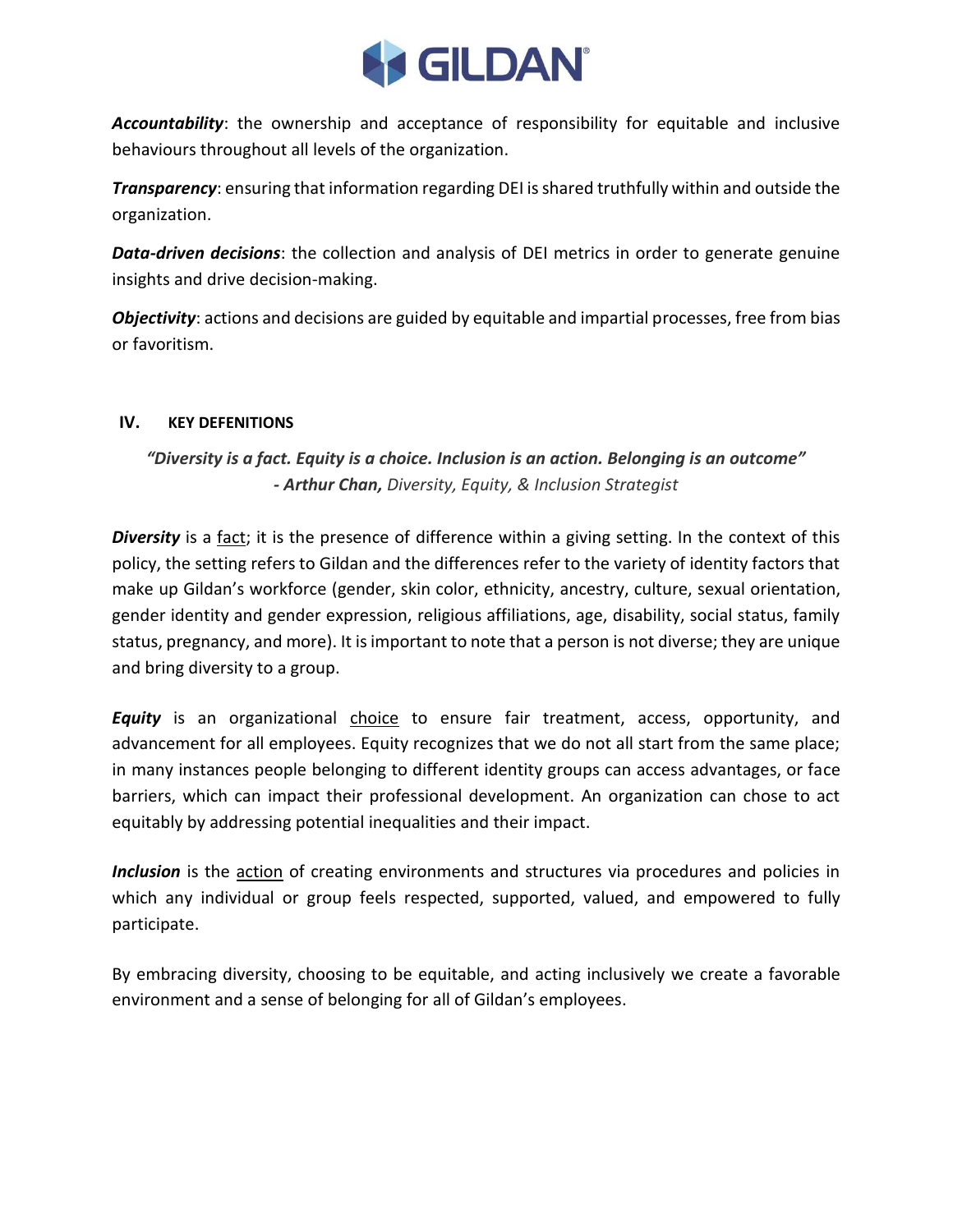***Accountability***: the ownership and acceptance of responsibility for equitable and inclusive behaviours throughout all levels of the organization.

***Transparency***: ensuring that information regarding DEI is shared truthfully within and outside the organization.

***Data-driven decisions***: the collection and analysis of DEI metrics in order to generate genuine insights and drive decision-making.

***Objectivity***: actions and decisions are guided by equitable and impartial processes, free from bias or favoritism.

## IV. KEY DEFENITIONS

*"Diversity is a fact. Equity is a choice. Inclusion is an action. Belonging is an outcome"*
*- **Arthur Chan,** Diversity, Equity, & Inclusion Strategist*

***Diversity*** is a <u>fact</u>; it is the presence of difference within a giving setting. In the context of this policy, the setting refers to Gildan and the differences refer to the variety of identity factors that make up Gildan's workforce (gender, skin color, ethnicity, ancestry, culture, sexual orientation, gender identity and gender expression, religious affiliations, age, disability, social status, family status, pregnancy, and more). It is important to note that a person is not diverse; they are unique and bring diversity to a group.

***Equity*** is an organizational <u>choice</u> to ensure fair treatment, access, opportunity, and advancement for all employees. Equity recognizes that we do not all start from the same place; in many instances people belonging to different identity groups can access advantages, or face barriers, which can impact their professional development. An organization can chose to act equitably by addressing potential inequalities and their impact.

***Inclusion*** is the <u>action</u> of creating environments and structures via procedures and policies in which any individual or group feels respected, supported, valued, and empowered to fully participate.

By embracing diversity, choosing to be equitable, and acting inclusively we create a favorable environment and a sense of belonging for all of Gildan's employees.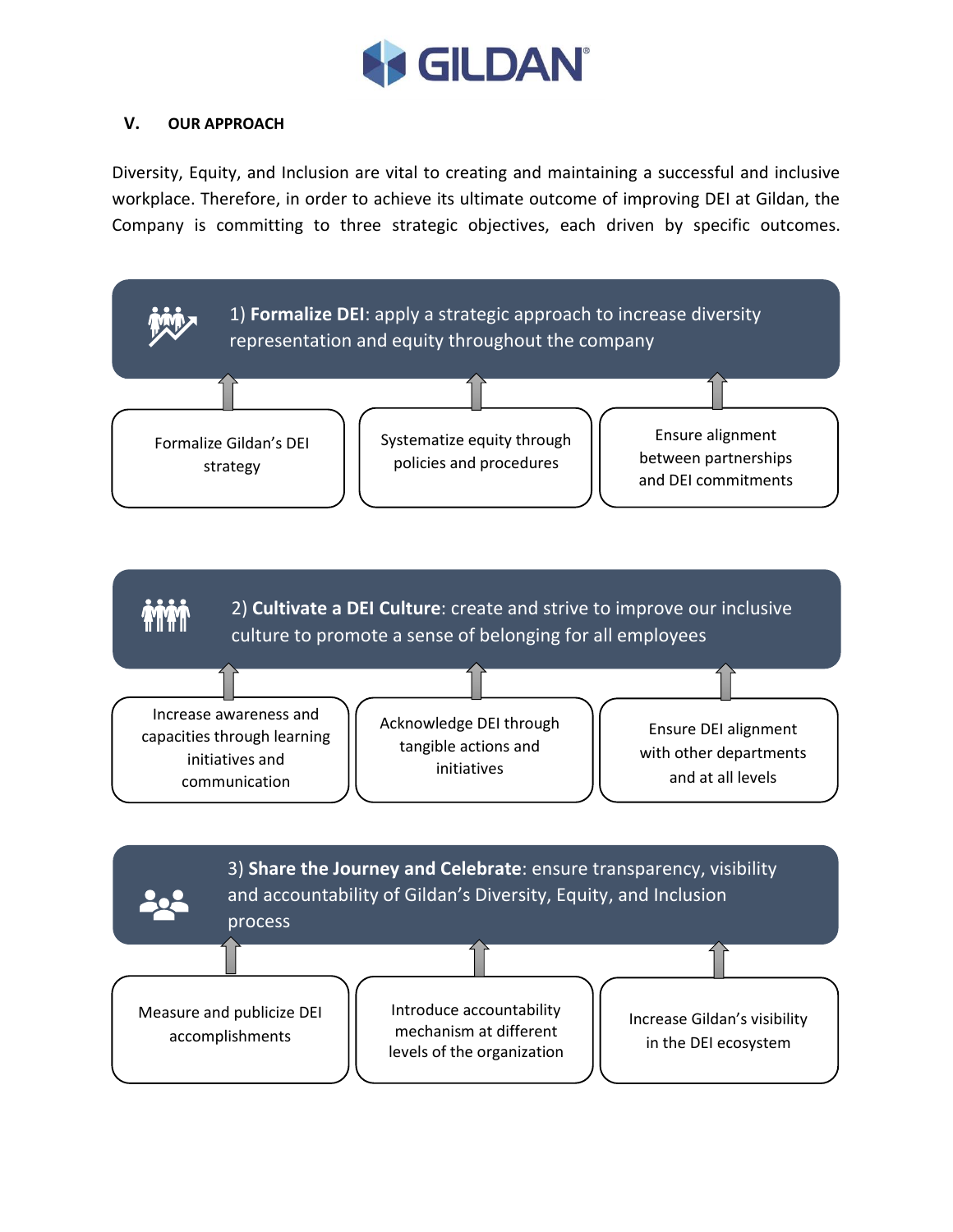## V. OUR APPROACH

Diversity, Equity, and Inclusion are vital to creating and maintaining a successful and inclusive workplace. Therefore, in order to achieve its ultimate outcome of improving DEI at Gildan, the Company is committing to three strategic objectives, each driven by specific outcomes.

### 1) **Formalize DEI**: apply a strategic approach to increase diversity representation and equity throughout the company

- Formalize Gildan's DEI strategy
- Systematize equity through policies and procedures
- Ensure alignment between partnerships and DEI commitments

### 2) **Cultivate a DEI Culture**: create and strive to improve our inclusive culture to promote a sense of belonging for all employees

- Increase awareness and capacities through learning initiatives and communication
- Acknowledge DEI through tangible actions and initiatives
- Ensure DEI alignment with other departments and at all levels

### 3) **Share the Journey and Celebrate**: ensure transparency, visibility and accountability of Gildan's Diversity, Equity, and Inclusion process

- Measure and publicize DEI accomplishments
- Introduce accountability mechanism at different levels of the organization
- Increase Gildan's visibility in the DEI ecosystem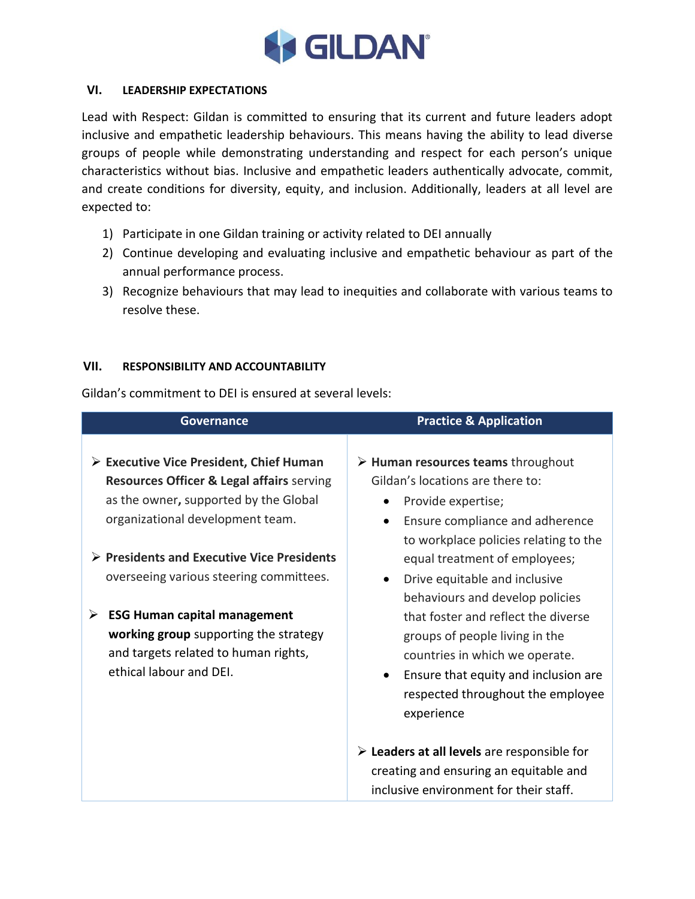## VI. LEADERSHIP EXPECTATIONS

Lead with Respect: Gildan is committed to ensuring that its current and future leaders adopt inclusive and empathetic leadership behaviours. This means having the ability to lead diverse groups of people while demonstrating understanding and respect for each person's unique characteristics without bias. Inclusive and empathetic leaders authentically advocate, commit, and create conditions for diversity, equity, and inclusion. Additionally, leaders at all level are expected to:

1) Participate in one Gildan training or activity related to DEI annually
2) Continue developing and evaluating inclusive and empathetic behaviour as part of the annual performance process.
3) Recognize behaviours that may lead to inequities and collaborate with various teams to resolve these.

## VII. RESPONSIBILITY AND ACCOUNTABILITY

Gildan's commitment to DEI is ensured at several levels:

| Governance | Practice & Application |
|---|---|
| ➢ **Executive Vice President, Chief Human Resources Officer & Legal affairs** serving as the owner**,** supported by the Global organizational development team.<br><br>➢ **Presidents and Executive Vice Presidents** overseeing various steering committees.<br><br>➢ **ESG Human capital management working group** supporting the strategy and targets related to human rights, ethical labour and DEI. | ➢ **Human resources teams** throughout Gildan's locations are there to:<br>• Provide expertise;<br>• Ensure compliance and adherence to workplace policies relating to the equal treatment of employees;<br>• Drive equitable and inclusive behaviours and develop policies that foster and reflect the diverse groups of people living in the countries in which we operate.<br>• Ensure that equity and inclusion are respected throughout the employee experience<br><br>➢ **Leaders at all levels** are responsible for creating and ensuring an equitable and inclusive environment for their staff. |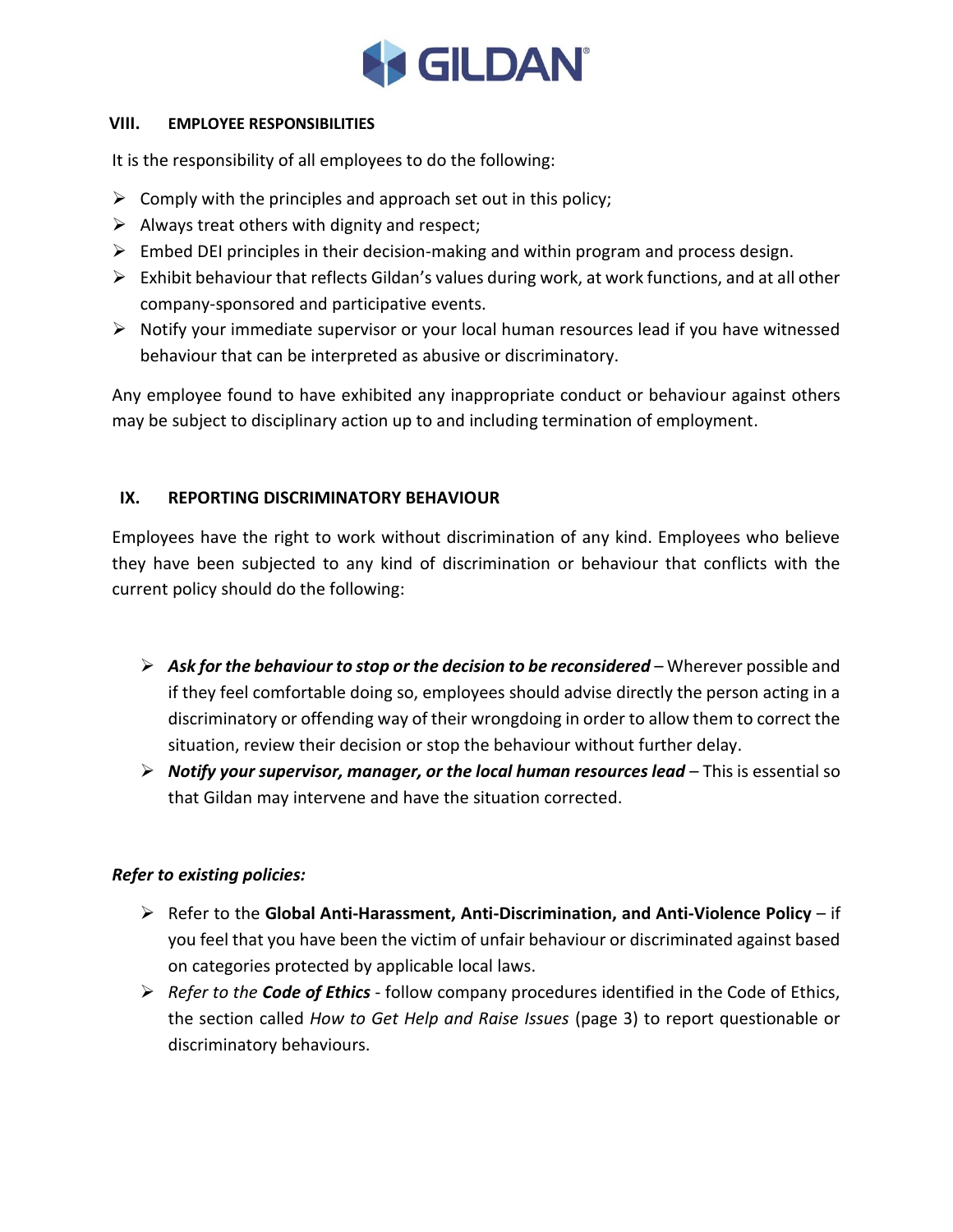## VIII. EMPLOYEE RESPONSIBILITIES

It is the responsibility of all employees to do the following:

- Comply with the principles and approach set out in this policy;
- Always treat others with dignity and respect;
- Embed DEI principles in their decision-making and within program and process design.
- Exhibit behaviour that reflects Gildan's values during work, at work functions, and at all other company-sponsored and participative events.
- Notify your immediate supervisor or your local human resources lead if you have witnessed behaviour that can be interpreted as abusive or discriminatory.

Any employee found to have exhibited any inappropriate conduct or behaviour against others may be subject to disciplinary action up to and including termination of employment.

## IX. REPORTING DISCRIMINATORY BEHAVIOUR

Employees have the right to work without discrimination of any kind. Employees who believe they have been subjected to any kind of discrimination or behaviour that conflicts with the current policy should do the following:

- ***Ask for the behaviour to stop or the decision to be reconsidered*** – Wherever possible and if they feel comfortable doing so, employees should advise directly the person acting in a discriminatory or offending way of their wrongdoing in order to allow them to correct the situation, review their decision or stop the behaviour without further delay.
- ***Notify your supervisor, manager, or the local human resources lead*** – This is essential so that Gildan may intervene and have the situation corrected.

***Refer to existing policies:***

- Refer to the **Global Anti-Harassment, Anti-Discrimination, and Anti-Violence Policy** – if you feel that you have been the victim of unfair behaviour or discriminated against based on categories protected by applicable local laws.
- *Refer to the* ***Code of Ethics*** - follow company procedures identified in the Code of Ethics, the section called *How to Get Help and Raise Issues* (page 3) to report questionable or discriminatory behaviours.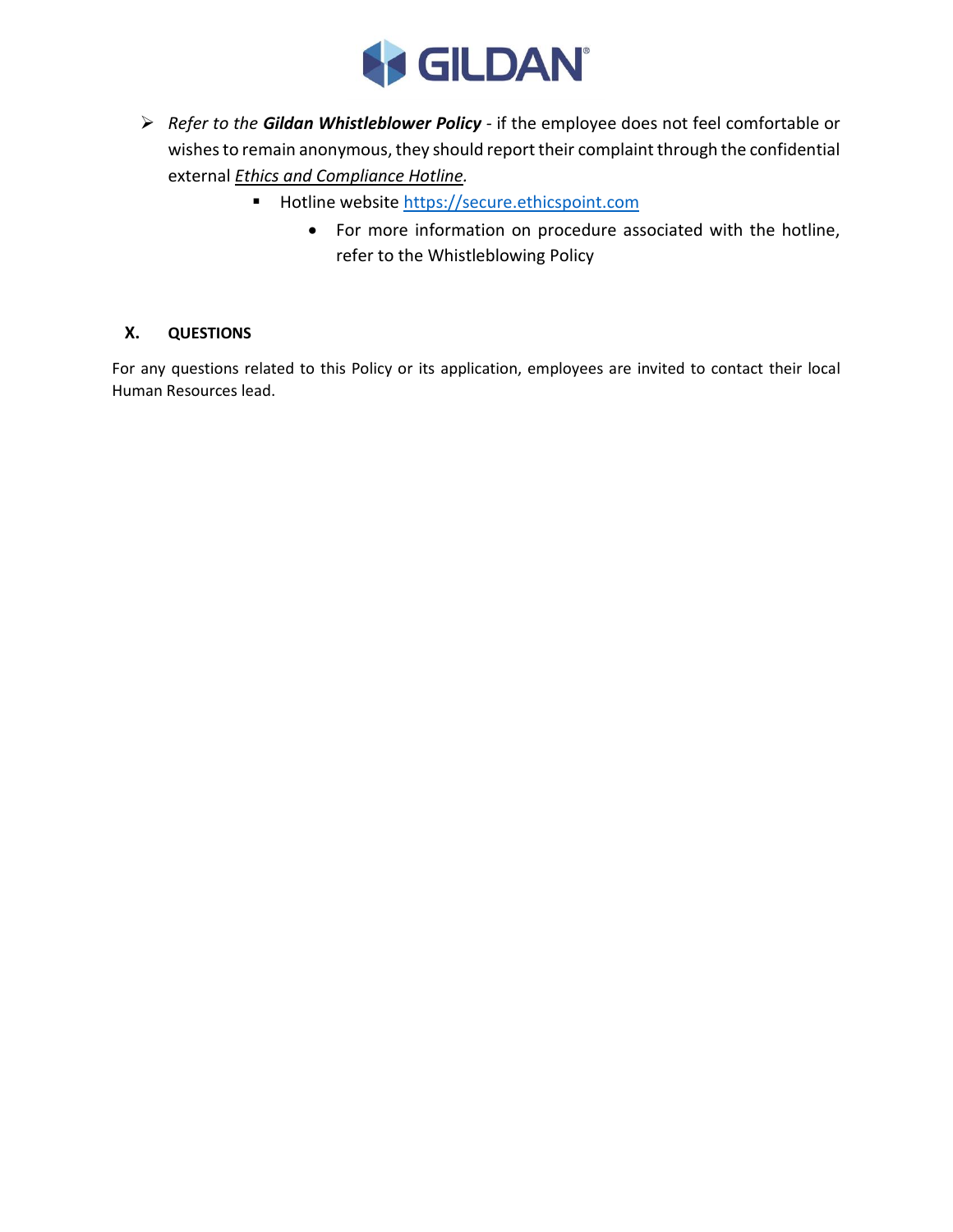- *Refer to the* ***Gildan Whistleblower Policy*** - if the employee does not feel comfortable or wishes to remain anonymous, they should report their complaint through the confidential external *Ethics and Compliance Hotline.*
  - Hotline website [https://secure.ethicspoint.com](https://secure.ethicspoint.com)
    - For more information on procedure associated with the hotline, refer to the Whistleblowing Policy

## X. QUESTIONS

For any questions related to this Policy or its application, employees are invited to contact their local Human Resources lead.